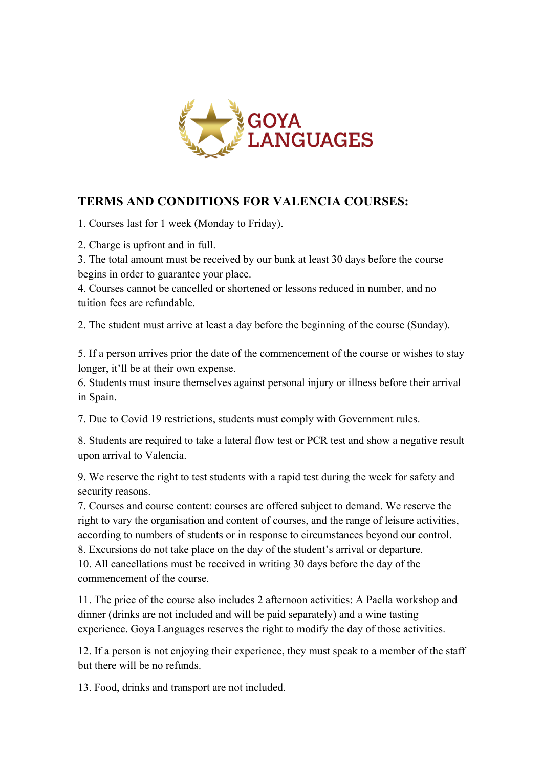GOYA LANGUAGES

## TERMS AND CONDITIONS FOR VALENCIA COURSES:

1. Courses last for 1 week (Monday to Friday).

2. Charge is upfront and in full.
3. The total amount must be received by our bank at least 30 days before the course begins in order to guarantee your place.
4. Courses cannot be cancelled or shortened or lessons reduced in number, and no tuition fees are refundable.

2. The student must arrive at least a day before the beginning of the course (Sunday).

5. If a person arrives prior the date of the commencement of the course or wishes to stay longer, it'll be at their own expense.
6. Students must insure themselves against personal injury or illness before their arrival in Spain.

7. Due to Covid 19 restrictions, students must comply with Government rules.

8. Students are required to take a lateral flow test or PCR test and show a negative result upon arrival to Valencia.

9. We reserve the right to test students with a rapid test during the week for safety and security reasons.
7. Courses and course content: courses are offered subject to demand. We reserve the right to vary the organisation and content of courses, and the range of leisure activities, according to numbers of students or in response to circumstances beyond our control.
8. Excursions do not take place on the day of the student's arrival or departure.
10. All cancellations must be received in writing 30 days before the day of the commencement of the course.

11. The price of the course also includes 2 afternoon activities: A Paella workshop and dinner (drinks are not included and will be paid separately) and a wine tasting experience. Goya Languages reserves the right to modify the day of those activities.

12. If a person is not enjoying their experience, they must speak to a member of the staff but there will be no refunds.

13. Food, drinks and transport are not included.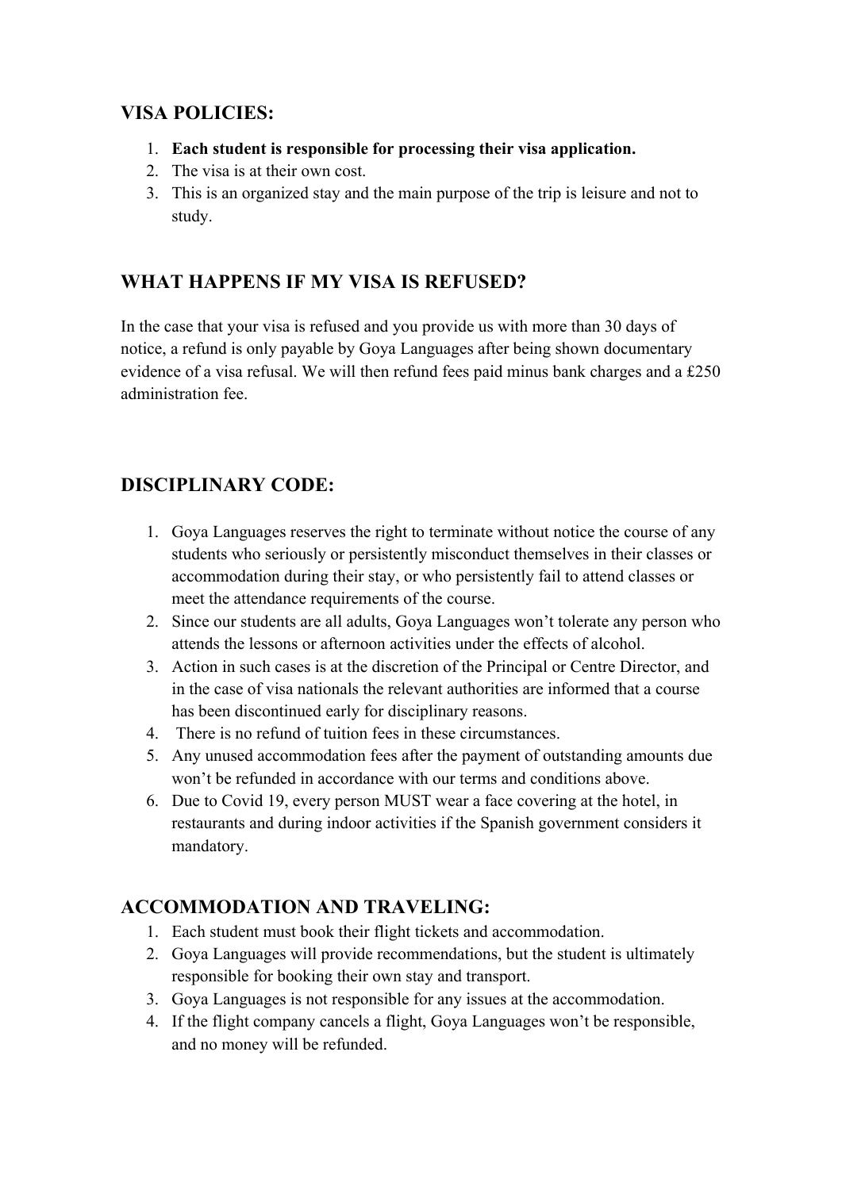## VISA POLICIES:

1. **Each student is responsible for processing their visa application.**
2. The visa is at their own cost.
3. This is an organized stay and the main purpose of the trip is leisure and not to study.

## WHAT HAPPENS IF MY VISA IS REFUSED?

In the case that your visa is refused and you provide us with more than 30 days of notice, a refund is only payable by Goya Languages after being shown documentary evidence of a visa refusal. We will then refund fees paid minus bank charges and a £250 administration fee.

## DISCIPLINARY CODE:

1. Goya Languages reserves the right to terminate without notice the course of any students who seriously or persistently misconduct themselves in their classes or accommodation during their stay, or who persistently fail to attend classes or meet the attendance requirements of the course.
2. Since our students are all adults, Goya Languages won't tolerate any person who attends the lessons or afternoon activities under the effects of alcohol.
3. Action in such cases is at the discretion of the Principal or Centre Director, and in the case of visa nationals the relevant authorities are informed that a course has been discontinued early for disciplinary reasons.
4. There is no refund of tuition fees in these circumstances.
5. Any unused accommodation fees after the payment of outstanding amounts due won't be refunded in accordance with our terms and conditions above.
6. Due to Covid 19, every person MUST wear a face covering at the hotel, in restaurants and during indoor activities if the Spanish government considers it mandatory.

## ACCOMMODATION AND TRAVELING:

1. Each student must book their flight tickets and accommodation.
2. Goya Languages will provide recommendations, but the student is ultimately responsible for booking their own stay and transport.
3. Goya Languages is not responsible for any issues at the accommodation.
4. If the flight company cancels a flight, Goya Languages won't be responsible, and no money will be refunded.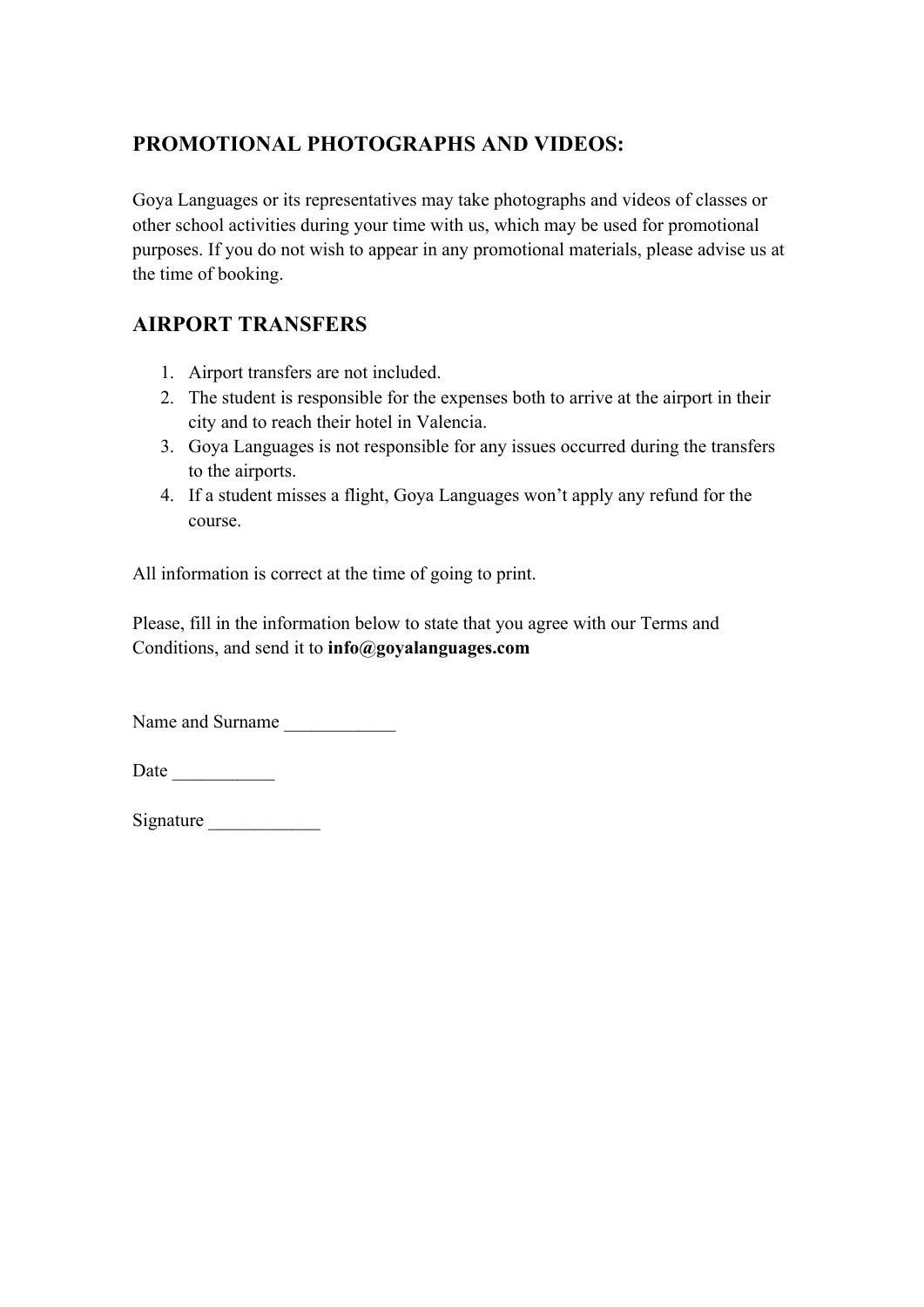## PROMOTIONAL PHOTOGRAPHS AND VIDEOS:

Goya Languages or its representatives may take photographs and videos of classes or other school activities during your time with us, which may be used for promotional purposes. If you do not wish to appear in any promotional materials, please advise us at the time of booking.

## AIRPORT TRANSFERS

1. Airport transfers are not included.
2. The student is responsible for the expenses both to arrive at the airport in their city and to reach their hotel in Valencia.
3. Goya Languages is not responsible for any issues occurred during the transfers to the airports.
4. If a student misses a flight, Goya Languages won't apply any refund for the course.

All information is correct at the time of going to print.

Please, fill in the information below to state that you agree with our Terms and Conditions, and send it to **info@goyalanguages.com**

Name and Surname ____________

Date ___________

Signature ____________